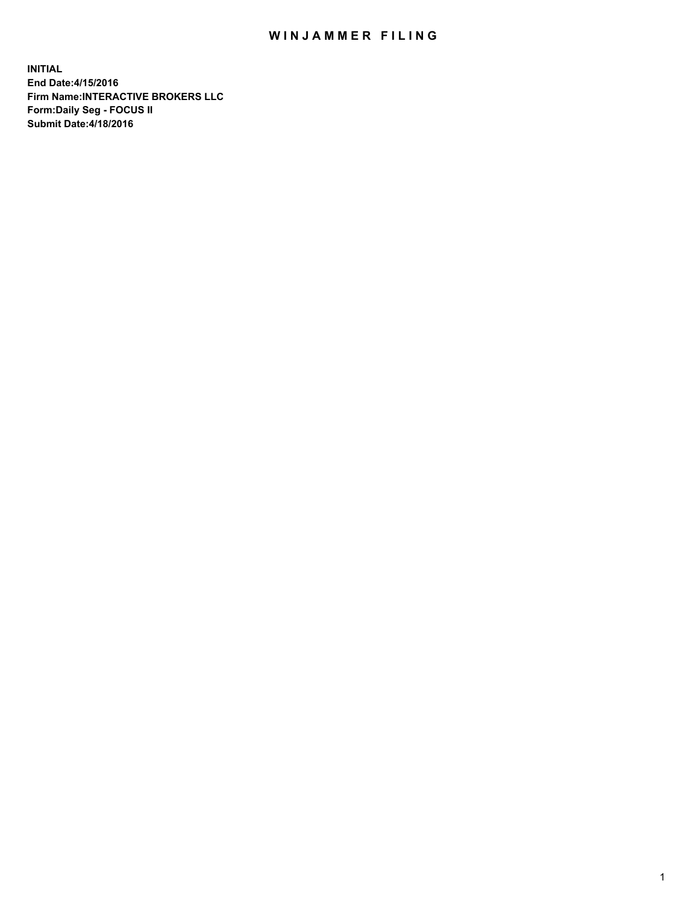# WINJAMMER FILING

**INITIAL**
**End Date:4/15/2016**
**Firm Name:INTERACTIVE BROKERS LLC**
**Form:Daily Seg - FOCUS II**
**Submit Date:4/18/2016**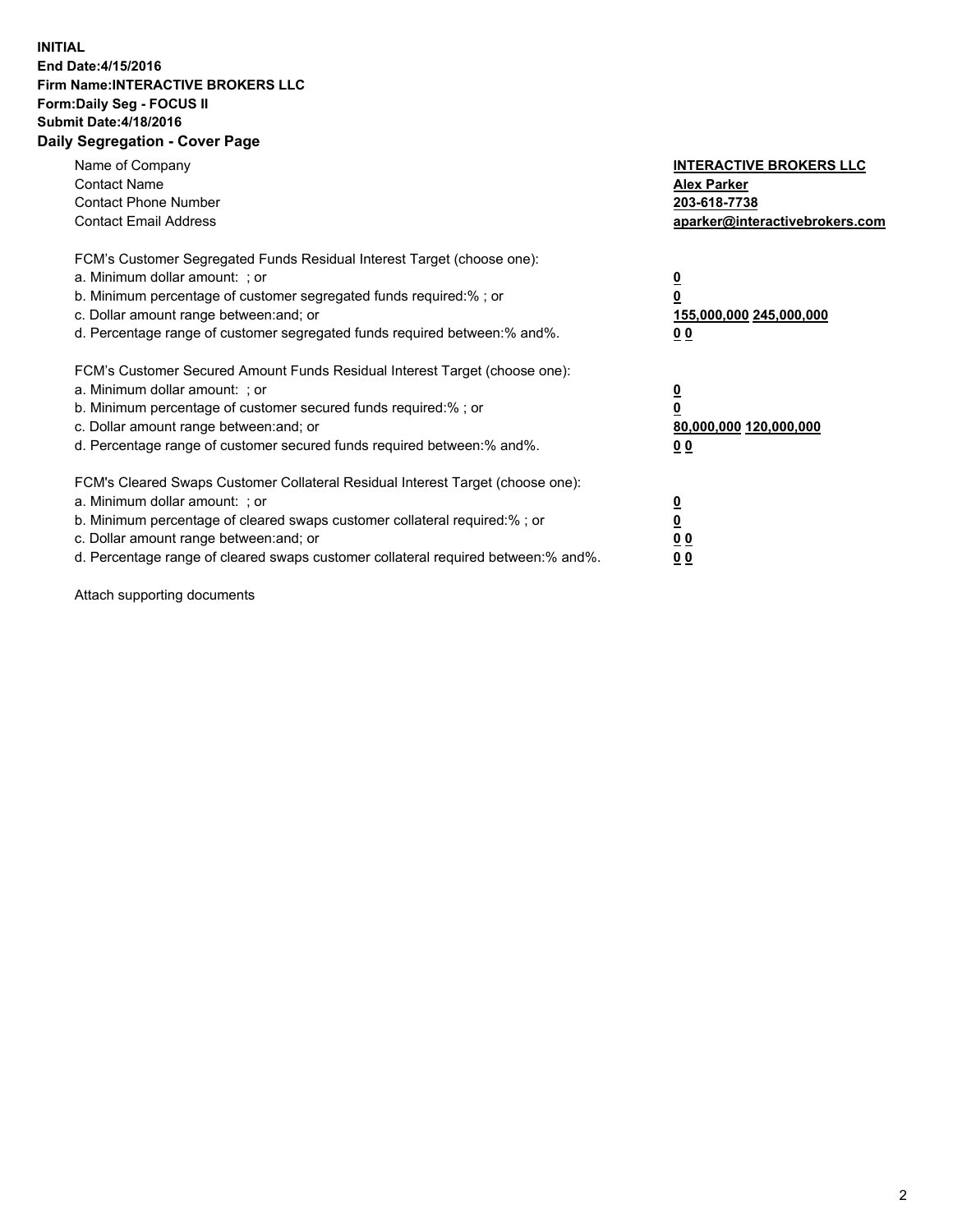**INITIAL**
**End Date:4/15/2016**
**Firm Name:INTERACTIVE BROKERS LLC**
**Form:Daily Seg - FOCUS II**
**Submit Date:4/18/2016**

## Daily Segregation - Cover Page

| | |
|---|---|
| Name of Company | **INTERACTIVE BROKERS LLC** |
| Contact Name | **Alex Parker** |
| Contact Phone Number | **203-618-7738** |
| Contact Email Address | **aparker@interactivebrokers.com** |

FCM's Customer Segregated Funds Residual Interest Target (choose one):

| | |
|---|---|
| a. Minimum dollar amount: ; or | **0** |
| b. Minimum percentage of customer segregated funds required:% ; or | **0** |
| c. Dollar amount range between:and; or | **155,000,000 245,000,000** |
| d. Percentage range of customer segregated funds required between:% and%. | **0 0** |

FCM's Customer Secured Amount Funds Residual Interest Target (choose one):

| | |
|---|---|
| a. Minimum dollar amount: ; or | **0** |
| b. Minimum percentage of customer secured funds required:% ; or | **0** |
| c. Dollar amount range between:and; or | **80,000,000 120,000,000** |
| d. Percentage range of customer secured funds required between:% and%. | **0 0** |

FCM's Cleared Swaps Customer Collateral Residual Interest Target (choose one):

| | |
|---|---|
| a. Minimum dollar amount: ; or | **0** |
| b. Minimum percentage of cleared swaps customer collateral required:% ; or | **0** |
| c. Dollar amount range between:and; or | **0 0** |
| d. Percentage range of cleared swaps customer collateral required between:% and%. | **0 0** |

Attach supporting documents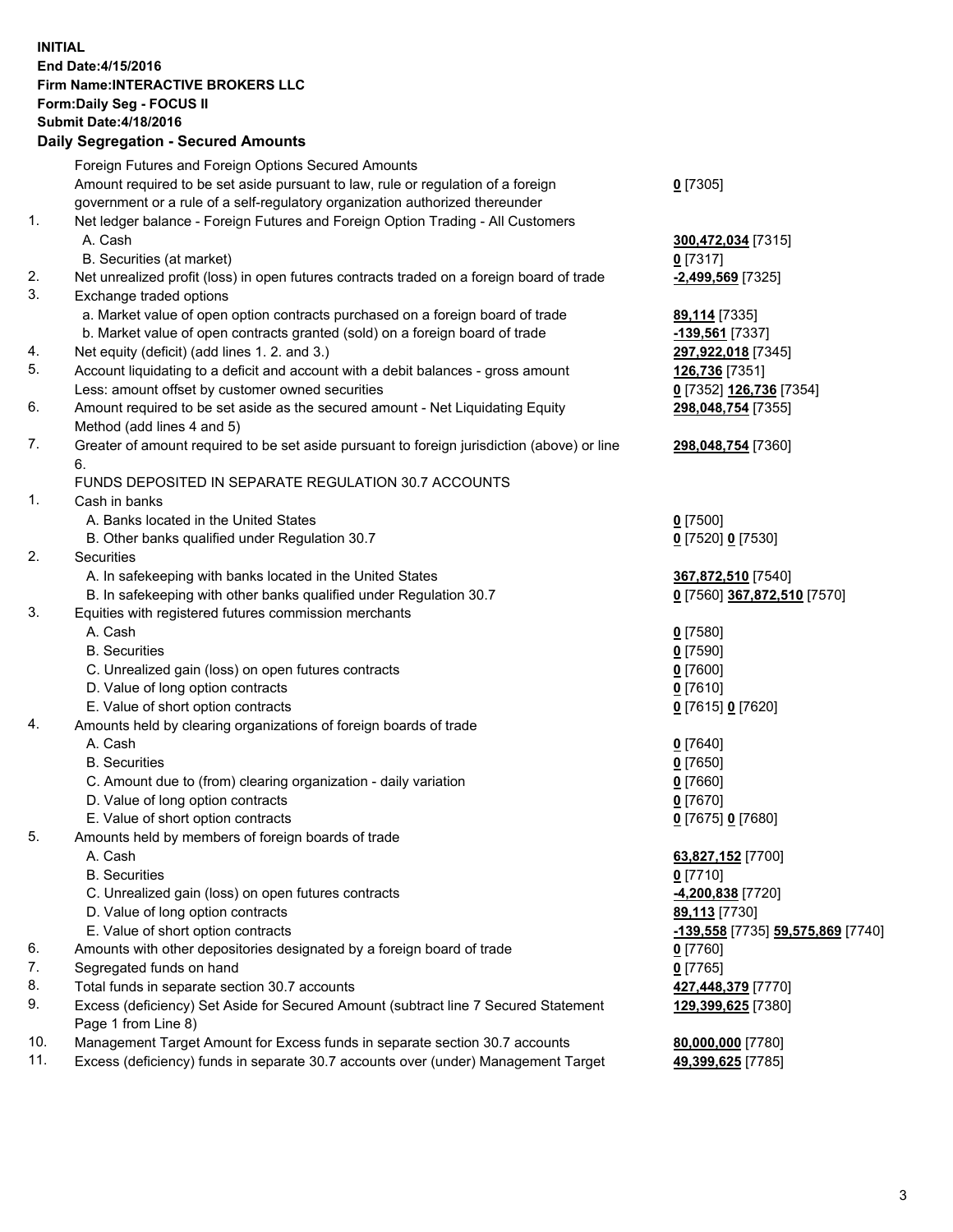**INITIAL**
**End Date:4/15/2016**
**Firm Name:INTERACTIVE BROKERS LLC**
**Form:Daily Seg - FOCUS II**
**Submit Date:4/18/2016**

**Daily Segregation - Secured Amounts**

| | | |
|---|---|---|
| | Foreign Futures and Foreign Options Secured Amounts | |
| | Amount required to be set aside pursuant to law, rule or regulation of a foreign government or a rule of a self-regulatory organization authorized thereunder | **0** [7305] |
| 1. | Net ledger balance - Foreign Futures and Foreign Option Trading - All Customers | |
| | A. Cash | **300,472,034** [7315] |
| | B. Securities (at market) | **0** [7317] |
| 2. | Net unrealized profit (loss) in open futures contracts traded on a foreign board of trade | **-2,499,569** [7325] |
| 3. | Exchange traded options | |
| | a. Market value of open option contracts purchased on a foreign board of trade | **89,114** [7335] |
| | b. Market value of open contracts granted (sold) on a foreign board of trade | **-139,561** [7337] |
| 4. | Net equity (deficit) (add lines 1. 2. and 3.) | **297,922,018** [7345] |
| 5. | Account liquidating to a deficit and account with a debit balances - gross amount | **126,736** [7351] |
| | Less: amount offset by customer owned securities | **0** [7352] **126,736** [7354] |
| 6. | Amount required to be set aside as the secured amount - Net Liquidating Equity Method (add lines 4 and 5) | **298,048,754** [7355] |
| 7. | Greater of amount required to be set aside pursuant to foreign jurisdiction (above) or line 6. | **298,048,754** [7360] |
| | FUNDS DEPOSITED IN SEPARATE REGULATION 30.7 ACCOUNTS | |
| 1. | Cash in banks | |
| | A. Banks located in the United States | **0** [7500] |
| | B. Other banks qualified under Regulation 30.7 | **0** [7520] **0** [7530] |
| 2. | Securities | |
| | A. In safekeeping with banks located in the United States | **367,872,510** [7540] |
| | B. In safekeeping with other banks qualified under Regulation 30.7 | **0** [7560] **367,872,510** [7570] |
| 3. | Equities with registered futures commission merchants | |
| | A. Cash | **0** [7580] |
| | B. Securities | **0** [7590] |
| | C. Unrealized gain (loss) on open futures contracts | **0** [7600] |
| | D. Value of long option contracts | **0** [7610] |
| | E. Value of short option contracts | **0** [7615] **0** [7620] |
| 4. | Amounts held by clearing organizations of foreign boards of trade | |
| | A. Cash | **0** [7640] |
| | B. Securities | **0** [7650] |
| | C. Amount due to (from) clearing organization - daily variation | **0** [7660] |
| | D. Value of long option contracts | **0** [7670] |
| | E. Value of short option contracts | **0** [7675] **0** [7680] |
| 5. | Amounts held by members of foreign boards of trade | |
| | A. Cash | **63,827,152** [7700] |
| | B. Securities | **0** [7710] |
| | C. Unrealized gain (loss) on open futures contracts | **-4,200,838** [7720] |
| | D. Value of long option contracts | **89,113** [7730] |
| | E. Value of short option contracts | **-139,558** [7735] **59,575,869** [7740] |
| 6. | Amounts with other depositories designated by a foreign board of trade | **0** [7760] |
| 7. | Segregated funds on hand | **0** [7765] |
| 8. | Total funds in separate section 30.7 accounts | **427,448,379** [7770] |
| 9. | Excess (deficiency) Set Aside for Secured Amount (subtract line 7 Secured Statement Page 1 from Line 8) | **129,399,625** [7380] |
| 10. | Management Target Amount for Excess funds in separate section 30.7 accounts | **80,000,000** [7780] |
| 11. | Excess (deficiency) funds in separate 30.7 accounts over (under) Management Target | **49,399,625** [7785] |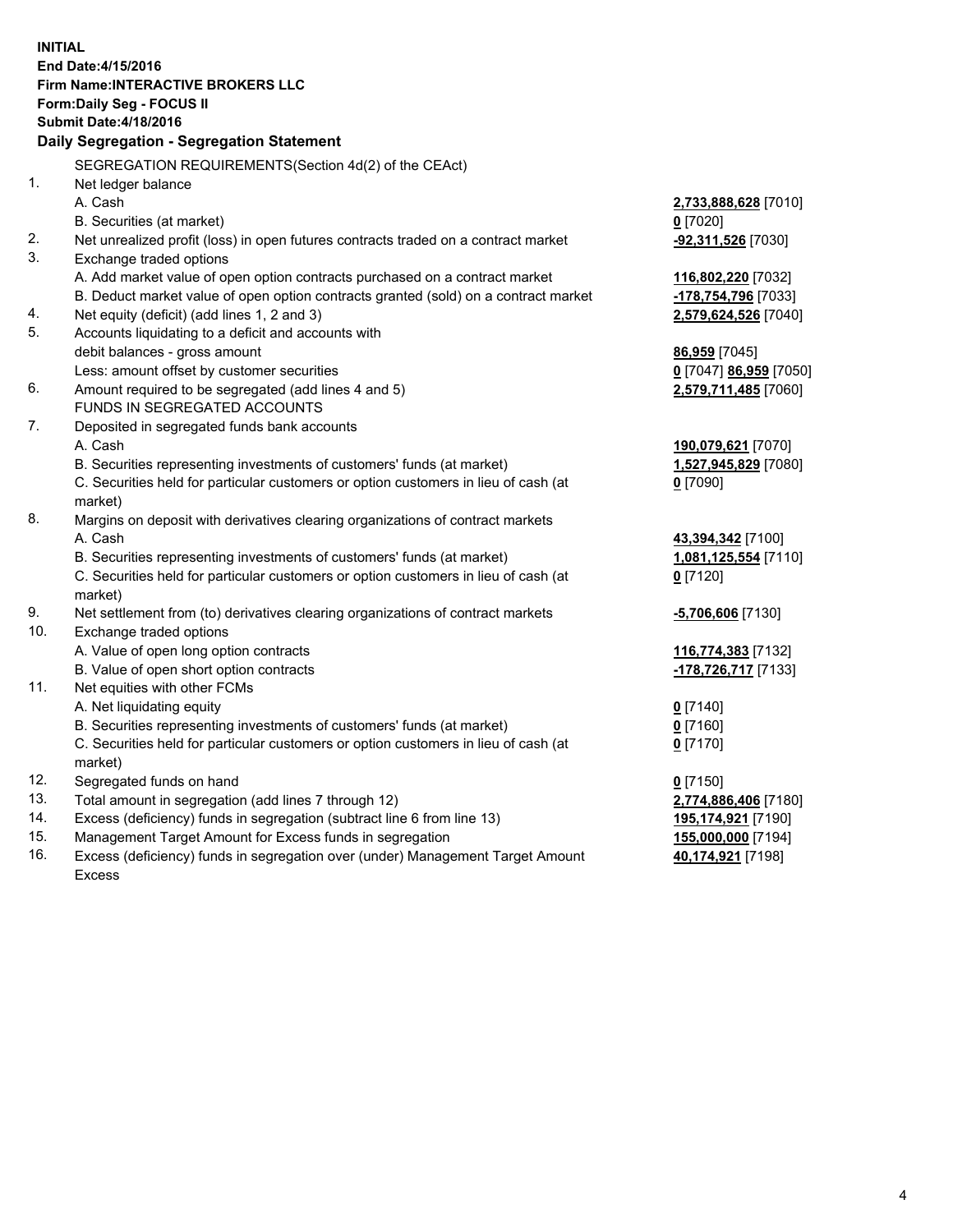**INITIAL**
**End Date:4/15/2016**
**Firm Name:INTERACTIVE BROKERS LLC**
**Form:Daily Seg - FOCUS II**
**Submit Date:4/18/2016**

### Daily Segregation - Segregation Statement

| | | |
|---|---|---|
| | SEGREGATION REQUIREMENTS(Section 4d(2) of the CEAct) | |
| 1. | Net ledger balance | |
| | A. Cash | **2,733,888,628** [7010] |
| | B. Securities (at market) | **0** [7020] |
| 2. | Net unrealized profit (loss) in open futures contracts traded on a contract market | **-92,311,526** [7030] |
| 3. | Exchange traded options | |
| | A. Add market value of open option contracts purchased on a contract market | **116,802,220** [7032] |
| | B. Deduct market value of open option contracts granted (sold) on a contract market | **-178,754,796** [7033] |
| 4. | Net equity (deficit) (add lines 1, 2 and 3) | **2,579,624,526** [7040] |
| 5. | Accounts liquidating to a deficit and accounts with debit balances - gross amount | **86,959** [7045] |
| | Less: amount offset by customer securities | **0** [7047] **86,959** [7050] |
| 6. | Amount required to be segregated (add lines 4 and 5) | **2,579,711,485** [7060] |
| | FUNDS IN SEGREGATED ACCOUNTS | |
| 7. | Deposited in segregated funds bank accounts | |
| | A. Cash | **190,079,621** [7070] |
| | B. Securities representing investments of customers' funds (at market) | **1,527,945,829** [7080] |
| | C. Securities held for particular customers or option customers in lieu of cash (at market) | **0** [7090] |
| 8. | Margins on deposit with derivatives clearing organizations of contract markets | |
| | A. Cash | **43,394,342** [7100] |
| | B. Securities representing investments of customers' funds (at market) | **1,081,125,554** [7110] |
| | C. Securities held for particular customers or option customers in lieu of cash (at market) | **0** [7120] |
| 9. | Net settlement from (to) derivatives clearing organizations of contract markets | **-5,706,606** [7130] |
| 10. | Exchange traded options | |
| | A. Value of open long option contracts | **116,774,383** [7132] |
| | B. Value of open short option contracts | **-178,726,717** [7133] |
| 11. | Net equities with other FCMs | |
| | A. Net liquidating equity | **0** [7140] |
| | B. Securities representing investments of customers' funds (at market) | **0** [7160] |
| | C. Securities held for particular customers or option customers in lieu of cash (at market) | **0** [7170] |
| 12. | Segregated funds on hand | **0** [7150] |
| 13. | Total amount in segregation (add lines 7 through 12) | **2,774,886,406** [7180] |
| 14. | Excess (deficiency) funds in segregation (subtract line 6 from line 13) | **195,174,921** [7190] |
| 15. | Management Target Amount for Excess funds in segregation | **155,000,000** [7194] |
| 16. | Excess (deficiency) funds in segregation over (under) Management Target Amount Excess | **40,174,921** [7198] |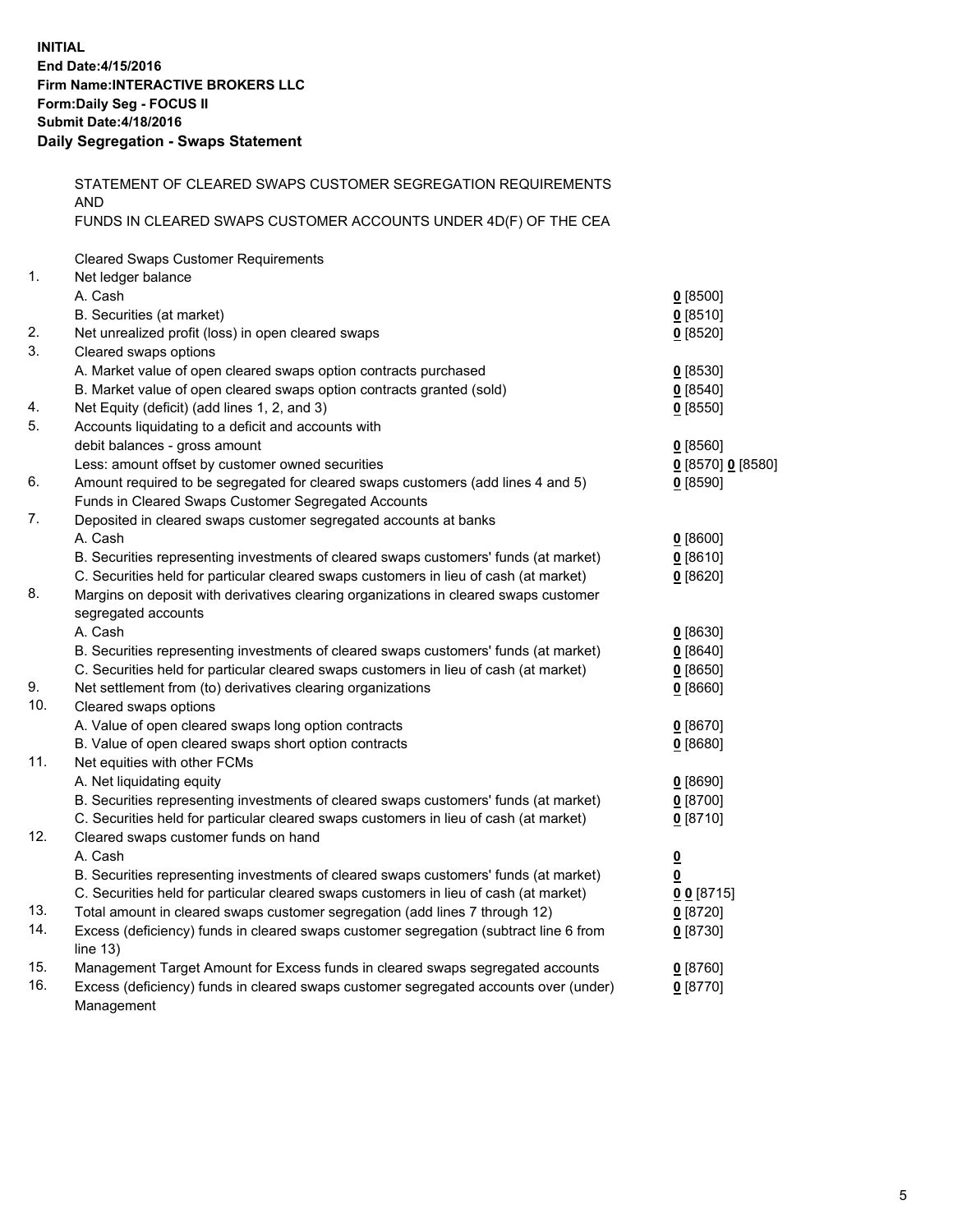**INITIAL**
**End Date:4/15/2016**
**Firm Name:INTERACTIVE BROKERS LLC**
**Form:Daily Seg - FOCUS II**
**Submit Date:4/18/2016**
**Daily Segregation - Swaps Statement**

STATEMENT OF CLEARED SWAPS CUSTOMER SEGREGATION REQUIREMENTS AND FUNDS IN CLEARED SWAPS CUSTOMER ACCOUNTS UNDER 4D(F) OF THE CEA

| | | |
|---|---|---|
| | Cleared Swaps Customer Requirements | |
| 1. | Net ledger balance | |
| | A. Cash | 0 [8500] |
| | B. Securities (at market) | 0 [8510] |
| 2. | Net unrealized profit (loss) in open cleared swaps | 0 [8520] |
| 3. | Cleared swaps options | |
| | A. Market value of open cleared swaps option contracts purchased | 0 [8530] |
| | B. Market value of open cleared swaps option contracts granted (sold) | 0 [8540] |
| 4. | Net Equity (deficit) (add lines 1, 2, and 3) | 0 [8550] |
| 5. | Accounts liquidating to a deficit and accounts with debit balances - gross amount | 0 [8560] |
| | Less: amount offset by customer owned securities | 0 [8570] 0 [8580] |
| 6. | Amount required to be segregated for cleared swaps customers (add lines 4 and 5) | 0 [8590] |
| | Funds in Cleared Swaps Customer Segregated Accounts | |
| 7. | Deposited in cleared swaps customer segregated accounts at banks | |
| | A. Cash | 0 [8600] |
| | B. Securities representing investments of cleared swaps customers' funds (at market) | 0 [8610] |
| | C. Securities held for particular cleared swaps customers in lieu of cash (at market) | 0 [8620] |
| 8. | Margins on deposit with derivatives clearing organizations in cleared swaps customer segregated accounts | |
| | A. Cash | 0 [8630] |
| | B. Securities representing investments of cleared swaps customers' funds (at market) | 0 [8640] |
| | C. Securities held for particular cleared swaps customers in lieu of cash (at market) | 0 [8650] |
| 9. | Net settlement from (to) derivatives clearing organizations | 0 [8660] |
| 10. | Cleared swaps options | |
| | A. Value of open cleared swaps long option contracts | 0 [8670] |
| | B. Value of open cleared swaps short option contracts | 0 [8680] |
| 11. | Net equities with other FCMs | |
| | A. Net liquidating equity | 0 [8690] |
| | B. Securities representing investments of cleared swaps customers' funds (at market) | 0 [8700] |
| | C. Securities held for particular cleared swaps customers in lieu of cash (at market) | 0 [8710] |
| 12. | Cleared swaps customer funds on hand | |
| | A. Cash | 0 |
| | B. Securities representing investments of cleared swaps customers' funds (at market) | 0 |
| | C. Securities held for particular cleared swaps customers in lieu of cash (at market) | 0 0 [8715] |
| 13. | Total amount in cleared swaps customer segregation (add lines 7 through 12) | 0 [8720] |
| 14. | Excess (deficiency) funds in cleared swaps customer segregation (subtract line 6 from line 13) | 0 [8730] |
| 15. | Management Target Amount for Excess funds in cleared swaps segregated accounts | 0 [8760] |
| 16. | Excess (deficiency) funds in cleared swaps customer segregated accounts over (under) Management | 0 [8770] |